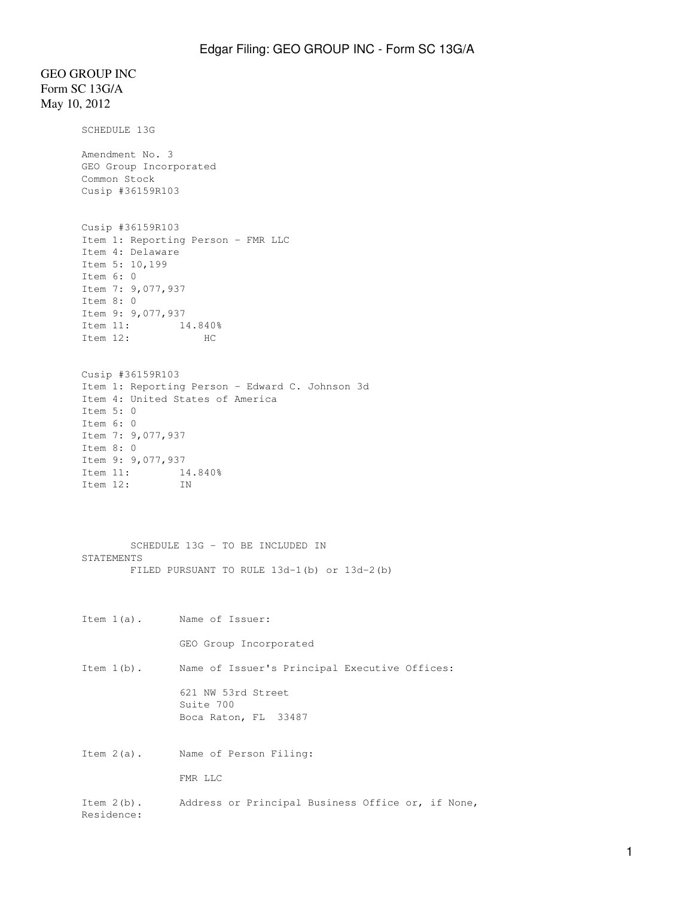GEO GROUP INC
Form SC 13G/A
May 10, 2012

SCHEDULE 13G

Amendment No. 3
GEO Group Incorporated
Common Stock
Cusip #36159R103

Cusip #36159R103
Item 1: Reporting Person - FMR LLC
Item 4: Delaware
Item 5: 10,199
Item 6: 0
Item 7: 9,077,937
Item 8: 0
Item 9: 9,077,937
Item 11: 14.840%
Item 12: HC

Cusip #36159R103
Item 1: Reporting Person - Edward C. Johnson 3d
Item 4: United States of America
Item 5: 0
Item 6: 0
Item 7: 9,077,937
Item 8: 0
Item 9: 9,077,937
Item 11: 14.840%
Item 12: IN

SCHEDULE 13G - TO BE INCLUDED IN STATEMENTS
FILED PURSUANT TO RULE 13d-1(b) or 13d-2(b)

Item 1(a). Name of Issuer:

GEO Group Incorporated

Item 1(b). Name of Issuer's Principal Executive Offices:

621 NW 53rd Street
Suite 700
Boca Raton, FL 33487

Item 2(a). Name of Person Filing:

FMR LLC

Item 2(b). Address or Principal Business Office or, if None, Residence: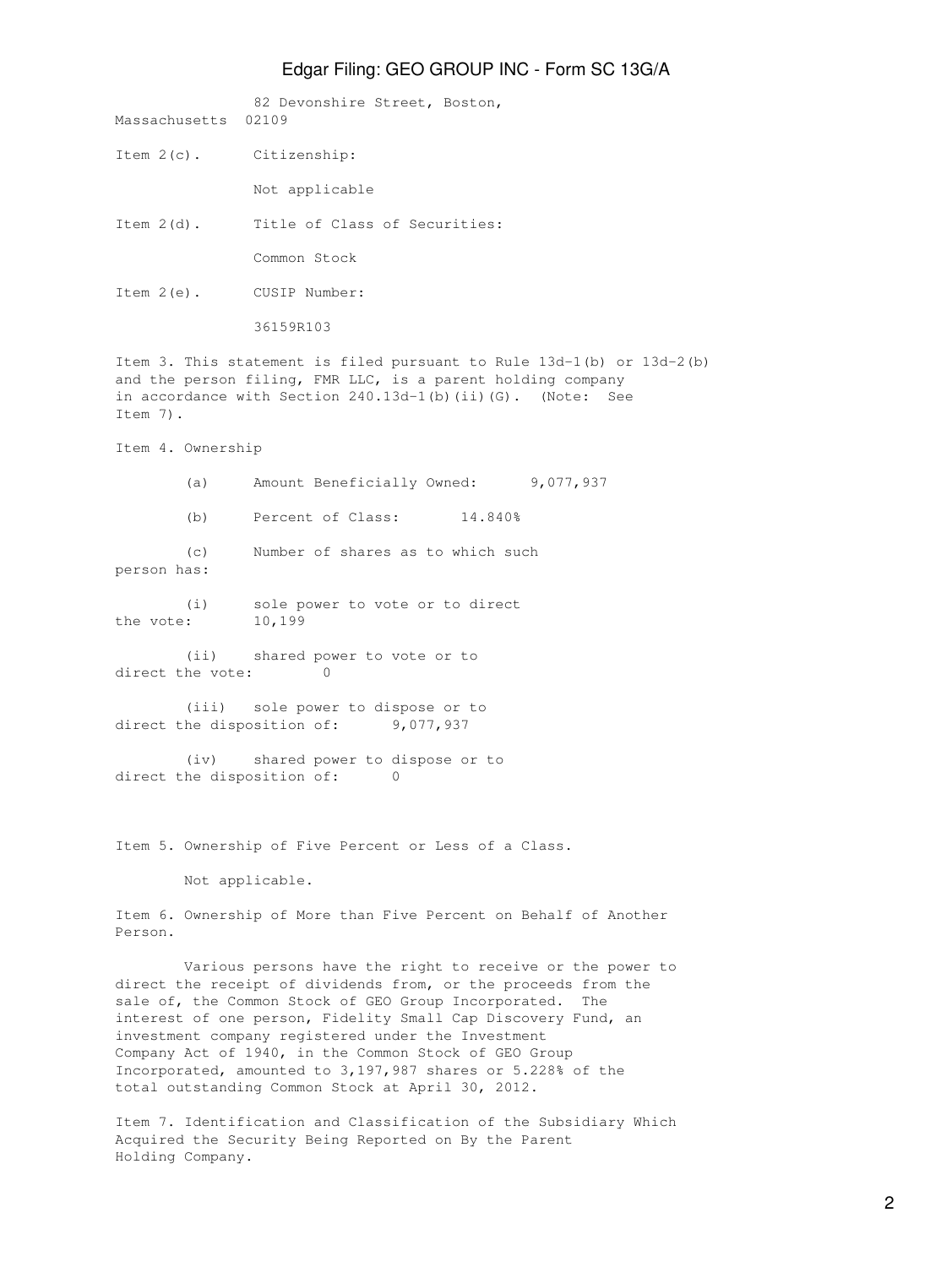82 Devonshire Street, Boston, Massachusetts 02109

Item 2(c). Citizenship:

Not applicable

Item 2(d). Title of Class of Securities:

Common Stock

Item 2(e). CUSIP Number:

36159R103

Item 3. This statement is filed pursuant to Rule 13d-1(b) or 13d-2(b) and the person filing, FMR LLC, is a parent holding company in accordance with Section 240.13d-1(b)(ii)(G). (Note: See Item 7).

Item 4. Ownership

(a) Amount Beneficially Owned: 9,077,937

(b) Percent of Class: 14.840%

(c) Number of shares as to which such person has:

(i) sole power to vote or to direct the vote: 10,199

(ii) shared power to vote or to direct the vote: 0

(iii) sole power to dispose or to direct the disposition of: 9,077,937

(iv) shared power to dispose or to direct the disposition of: 0

Item 5. Ownership of Five Percent or Less of a Class.

Not applicable.

Item 6. Ownership of More than Five Percent on Behalf of Another Person.

Various persons have the right to receive or the power to direct the receipt of dividends from, or the proceeds from the sale of, the Common Stock of GEO Group Incorporated. The interest of one person, Fidelity Small Cap Discovery Fund, an investment company registered under the Investment Company Act of 1940, in the Common Stock of GEO Group Incorporated, amounted to 3,197,987 shares or 5.228% of the total outstanding Common Stock at April 30, 2012.

Item 7. Identification and Classification of the Subsidiary Which Acquired the Security Being Reported on By the Parent Holding Company.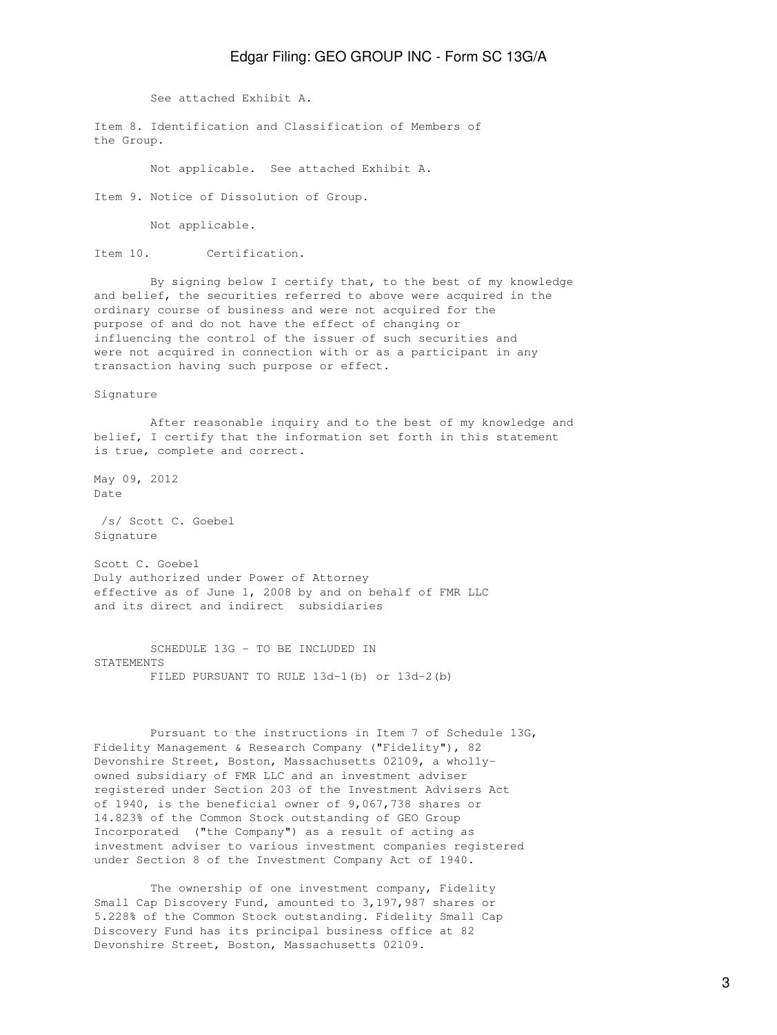See attached Exhibit A.

Item 8. Identification and Classification of Members of the Group.

Not applicable. See attached Exhibit A.

Item 9. Notice of Dissolution of Group.

Not applicable.

Item 10. Certification.

By signing below I certify that, to the best of my knowledge and belief, the securities referred to above were acquired in the ordinary course of business and were not acquired for the purpose of and do not have the effect of changing or influencing the control of the issuer of such securities and were not acquired in connection with or as a participant in any transaction having such purpose or effect.

Signature

After reasonable inquiry and to the best of my knowledge and belief, I certify that the information set forth in this statement is true, complete and correct.

May 09, 2012
Date

/s/ Scott C. Goebel
Signature

Scott C. Goebel
Duly authorized under Power of Attorney effective as of June 1, 2008 by and on behalf of FMR LLC and its direct and indirect subsidiaries

SCHEDULE 13G - TO BE INCLUDED IN STATEMENTS
FILED PURSUANT TO RULE 13d-1(b) or 13d-2(b)

Pursuant to the instructions in Item 7 of Schedule 13G, Fidelity Management & Research Company ("Fidelity"), 82 Devonshire Street, Boston, Massachusetts 02109, a wholly-owned subsidiary of FMR LLC and an investment adviser registered under Section 203 of the Investment Advisers Act of 1940, is the beneficial owner of 9,067,738 shares or 14.823% of the Common Stock outstanding of GEO Group Incorporated ("the Company") as a result of acting as investment adviser to various investment companies registered under Section 8 of the Investment Company Act of 1940.

The ownership of one investment company, Fidelity Small Cap Discovery Fund, amounted to 3,197,987 shares or 5.228% of the Common Stock outstanding. Fidelity Small Cap Discovery Fund has its principal business office at 82 Devonshire Street, Boston, Massachusetts 02109.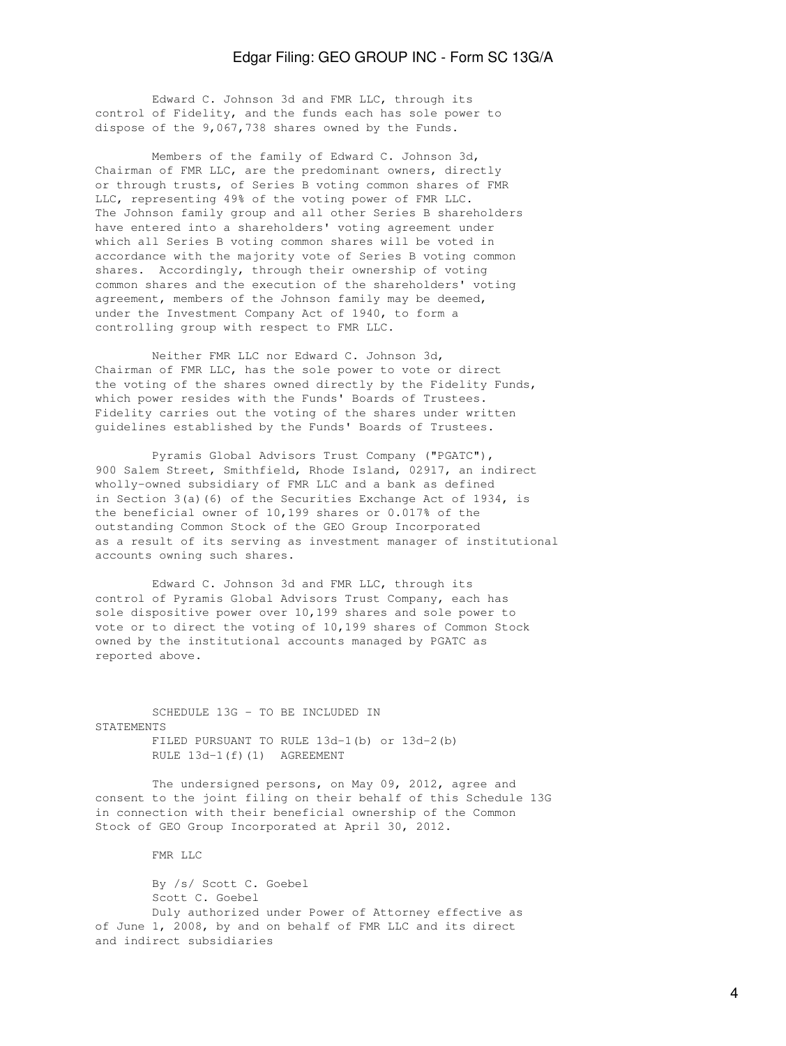Edward C. Johnson 3d and FMR LLC, through its control of Fidelity, and the funds each has sole power to dispose of the 9,067,738 shares owned by the Funds.

Members of the family of Edward C. Johnson 3d, Chairman of FMR LLC, are the predominant owners, directly or through trusts, of Series B voting common shares of FMR LLC, representing 49% of the voting power of FMR LLC. The Johnson family group and all other Series B shareholders have entered into a shareholders' voting agreement under which all Series B voting common shares will be voted in accordance with the majority vote of Series B voting common shares. Accordingly, through their ownership of voting common shares and the execution of the shareholders' voting agreement, members of the Johnson family may be deemed, under the Investment Company Act of 1940, to form a controlling group with respect to FMR LLC.

Neither FMR LLC nor Edward C. Johnson 3d, Chairman of FMR LLC, has the sole power to vote or direct the voting of the shares owned directly by the Fidelity Funds, which power resides with the Funds' Boards of Trustees. Fidelity carries out the voting of the shares under written guidelines established by the Funds' Boards of Trustees.

Pyramis Global Advisors Trust Company ("PGATC"), 900 Salem Street, Smithfield, Rhode Island, 02917, an indirect wholly-owned subsidiary of FMR LLC and a bank as defined in Section 3(a)(6) of the Securities Exchange Act of 1934, is the beneficial owner of 10,199 shares or 0.017% of the outstanding Common Stock of the GEO Group Incorporated as a result of its serving as investment manager of institutional accounts owning such shares.

Edward C. Johnson 3d and FMR LLC, through its control of Pyramis Global Advisors Trust Company, each has sole dispositive power over 10,199 shares and sole power to vote or to direct the voting of 10,199 shares of Common Stock owned by the institutional accounts managed by PGATC as reported above.

SCHEDULE 13G - TO BE INCLUDED IN STATEMENTS
FILED PURSUANT TO RULE 13d-1(b) or 13d-2(b)
RULE 13d-1(f)(1) AGREEMENT

The undersigned persons, on May 09, 2012, agree and consent to the joint filing on their behalf of this Schedule 13G in connection with their beneficial ownership of the Common Stock of GEO Group Incorporated at April 30, 2012.

FMR LLC

By /s/ Scott C. Goebel
Scott C. Goebel
Duly authorized under Power of Attorney effective as of June 1, 2008, by and on behalf of FMR LLC and its direct and indirect subsidiaries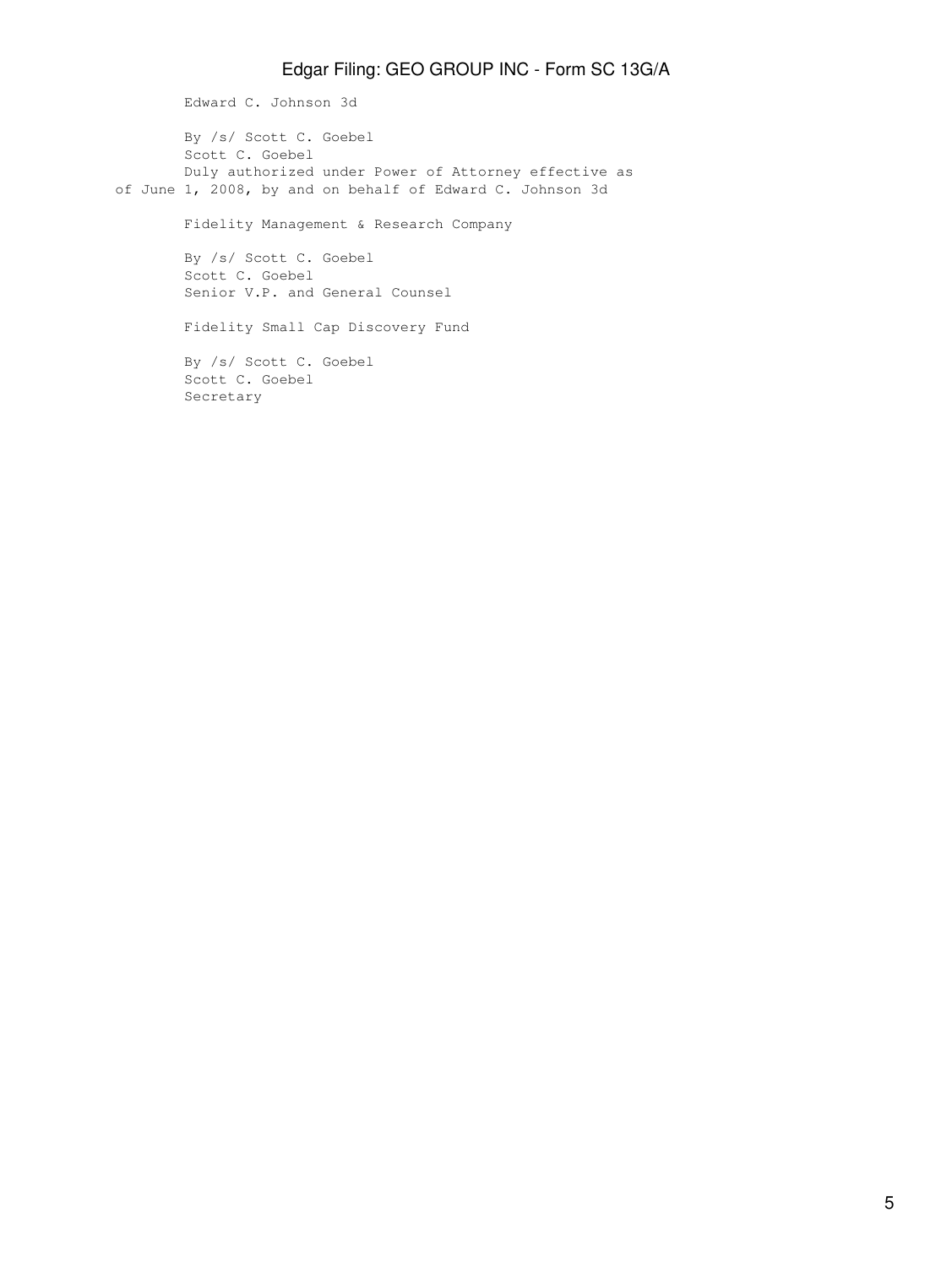Edward C. Johnson 3d

By /s/ Scott C. Goebel
Scott C. Goebel
Duly authorized under Power of Attorney effective as of June 1, 2008, by and on behalf of Edward C. Johnson 3d

Fidelity Management & Research Company

By /s/ Scott C. Goebel
Scott C. Goebel
Senior V.P. and General Counsel

Fidelity Small Cap Discovery Fund

By /s/ Scott C. Goebel
Scott C. Goebel
Secretary